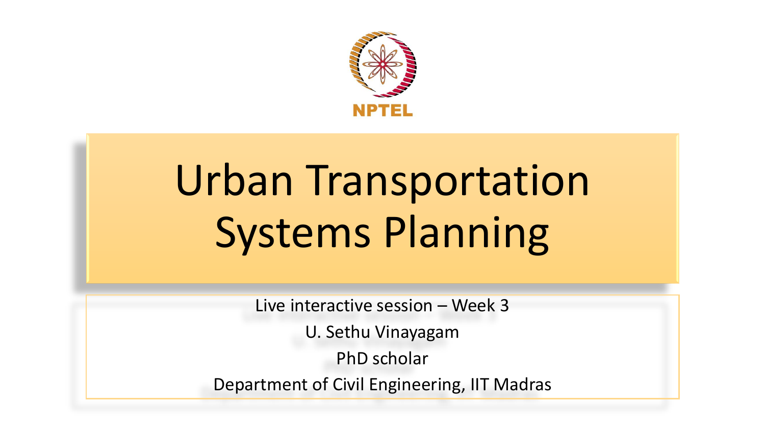NPTEL

# Urban Transportation Systems Planning

Live interactive session – Week 3

U. Sethu Vinayagam

PhD scholar

Department of Civil Engineering, IIT Madras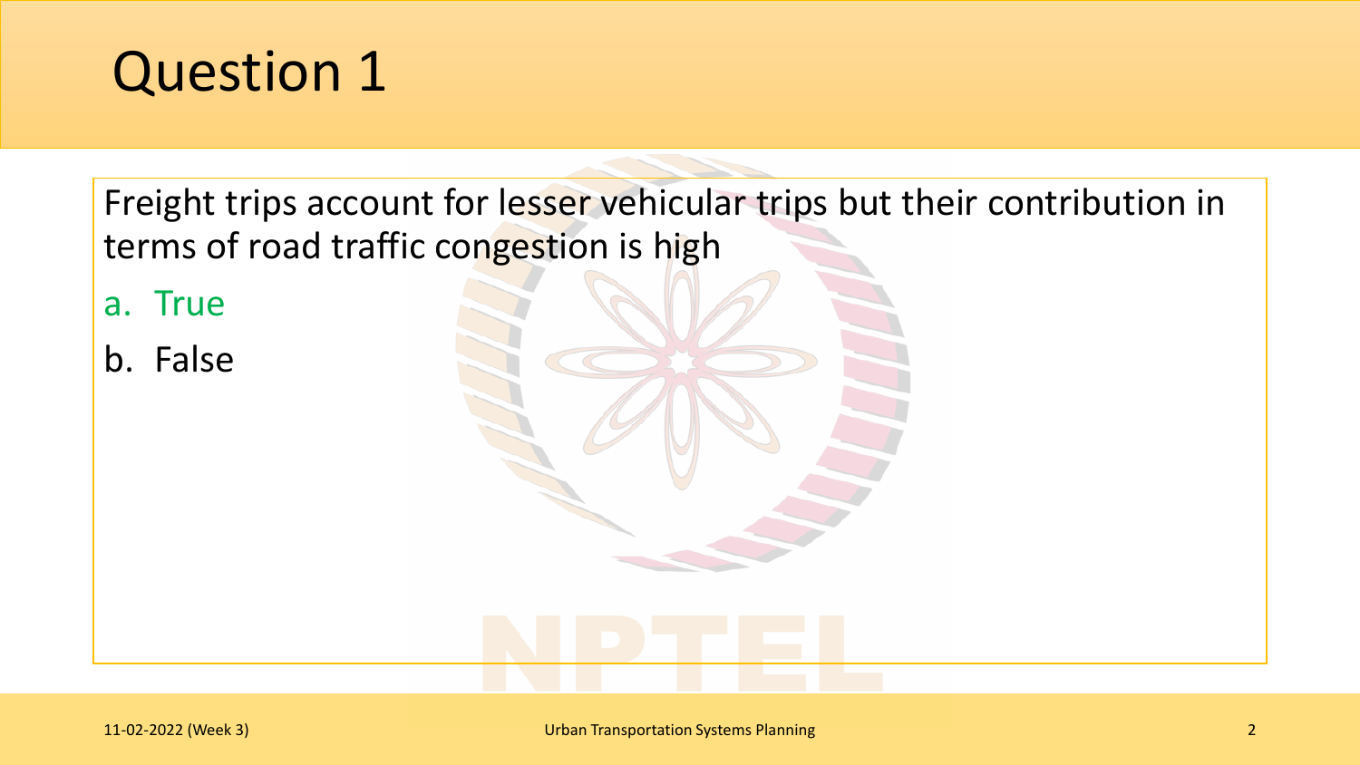# Question 1

Freight trips account for lesser vehicular trips but their contribution in terms of road traffic congestion is high

a. True

b. False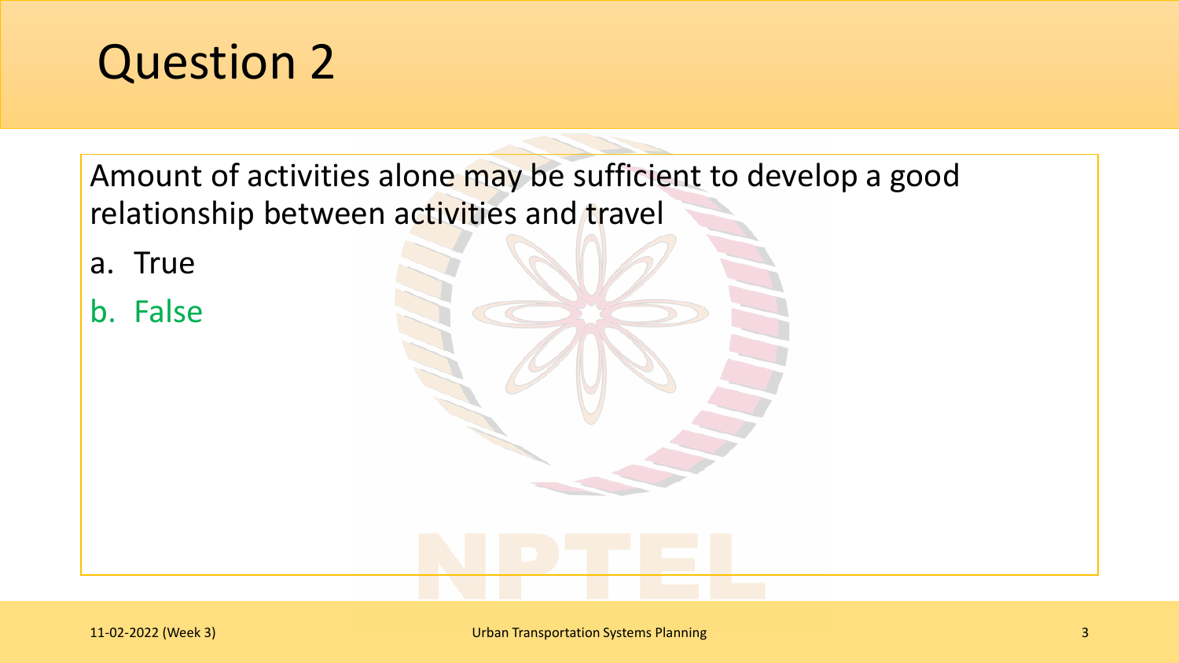# Question 2

Amount of activities alone may be sufficient to develop a good relationship between activities and travel

a. True
b. False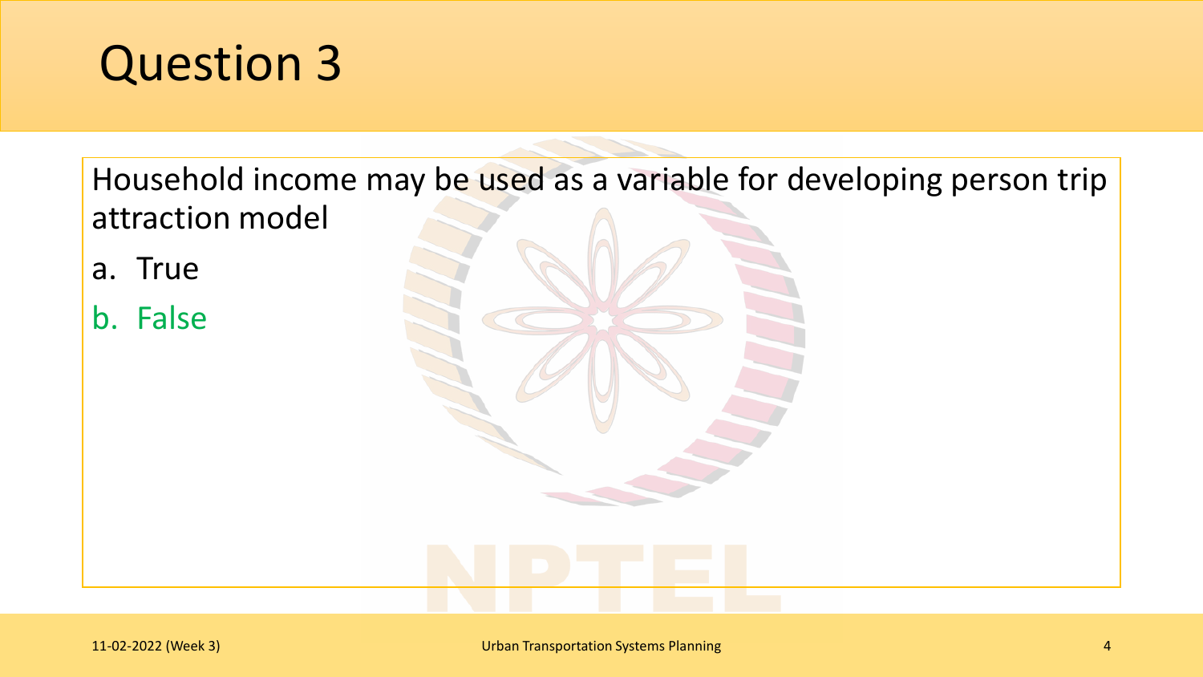# Question 3

Household income may be used as a variable for developing person trip attraction model

a. True
b. False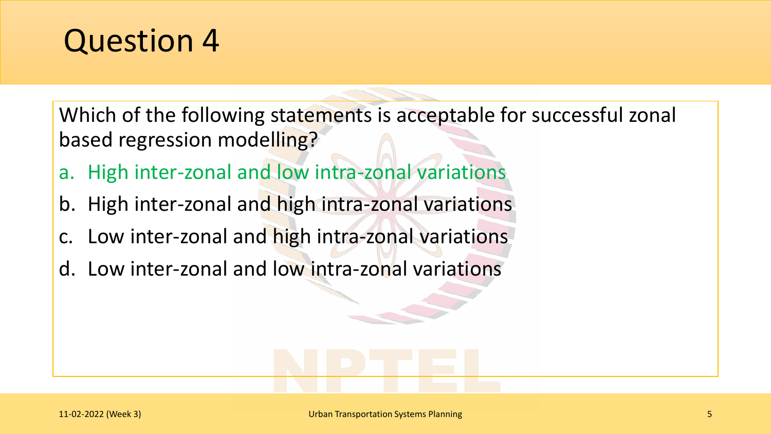# Question 4

Which of the following statements is acceptable for successful zonal based regression modelling?

a. High inter-zonal and low intra-zonal variations
b. High inter-zonal and high intra-zonal variations
c. Low inter-zonal and high intra-zonal variations
d. Low inter-zonal and low intra-zonal variations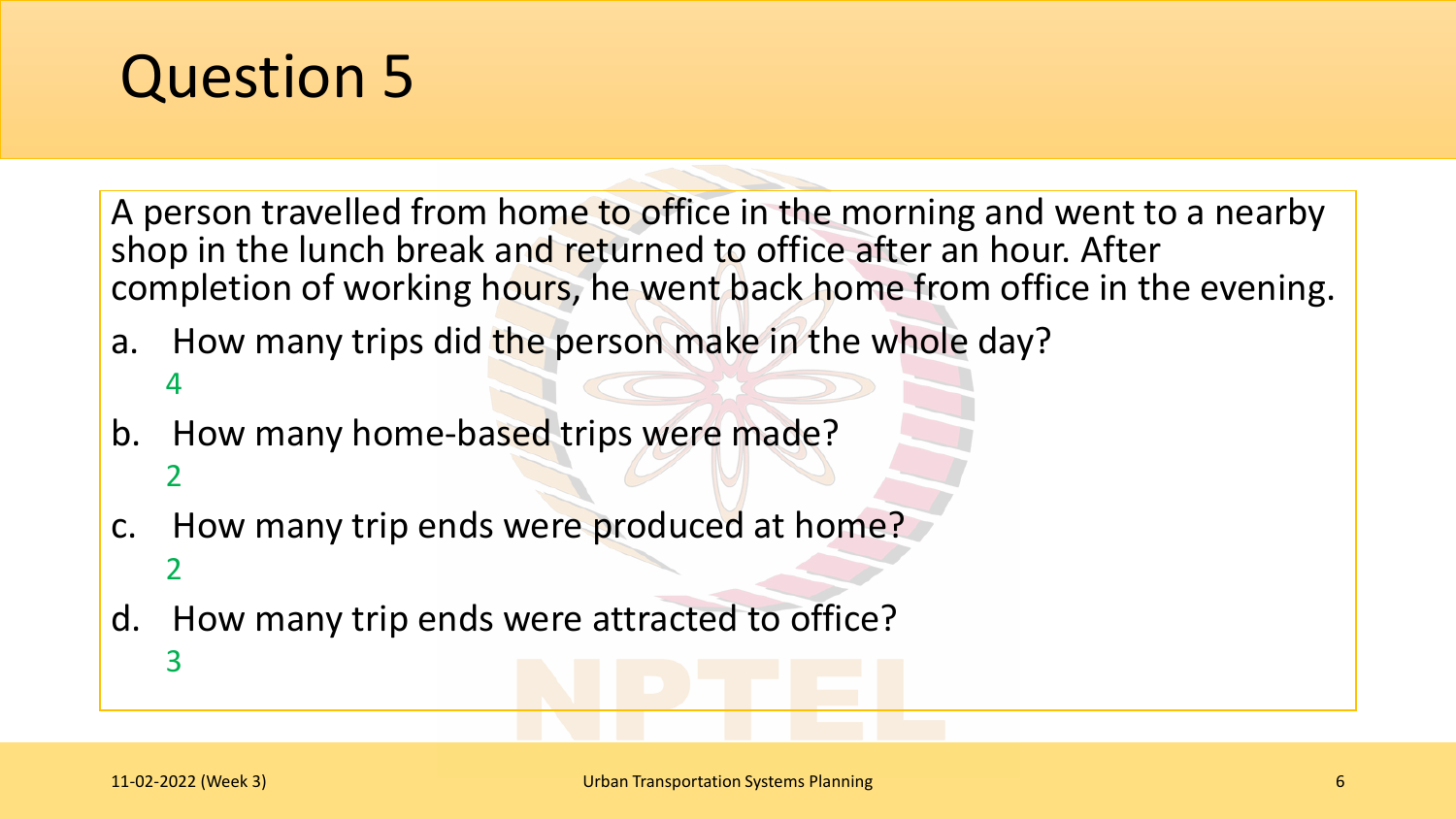# Question 5

A person travelled from home to office in the morning and went to a nearby shop in the lunch break and returned to office after an hour. After completion of working hours, he went back home from office in the evening.

a. How many trips did the person make in the whole day?
   4

b. How many home-based trips were made?
   2

c. How many trip ends were produced at home?
   2

d. How many trip ends were attracted to office?
   3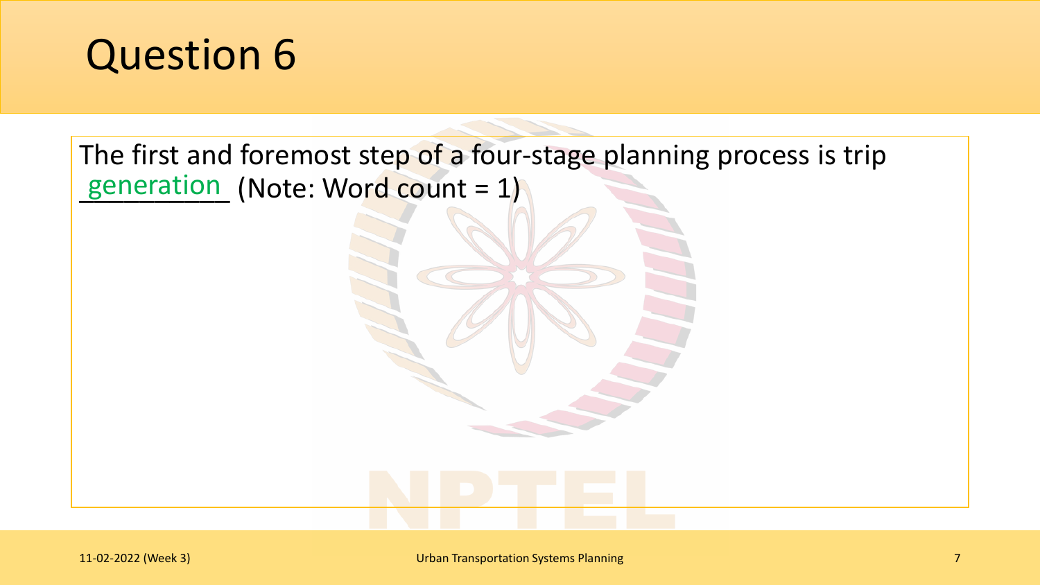# Question 6

The first and foremost step of a four-stage planning process is trip \_\_generation\_\_ (Note: Word count = 1)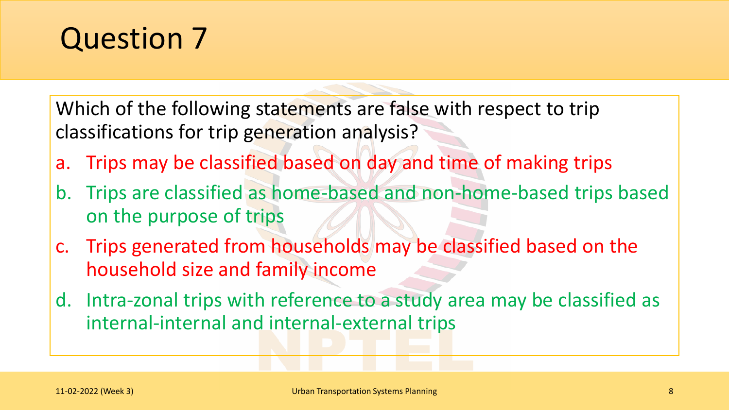# Question 7

Which of the following statements are false with respect to trip classifications for trip generation analysis?

a. Trips may be classified based on day and time of making trips
b. Trips are classified as home-based and non-home-based trips based on the purpose of trips
c. Trips generated from households may be classified based on the household size and family income
d. Intra-zonal trips with reference to a study area may be classified as internal-internal and internal-external trips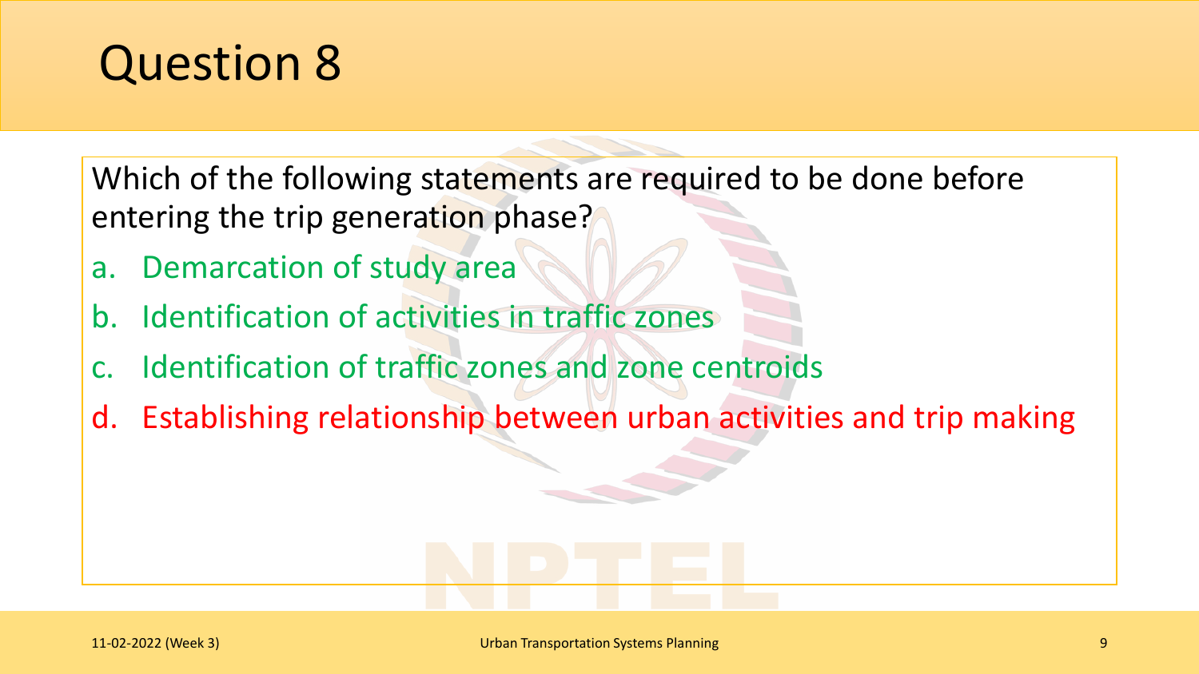# Question 8

Which of the following statements are required to be done before entering the trip generation phase?

a. Demarcation of study area
b. Identification of activities in traffic zones
c. Identification of traffic zones and zone centroids
d. Establishing relationship between urban activities and trip making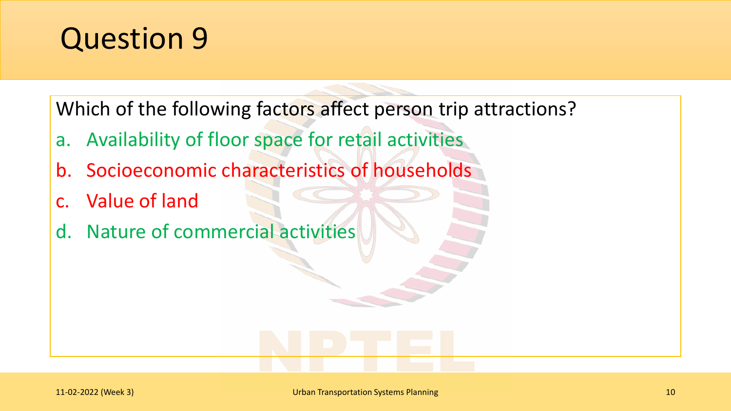# Question 9

Which of the following factors affect person trip attractions?

a. Availability of floor space for retail activities
b. Socioeconomic characteristics of households
c. Value of land
d. Nature of commercial activities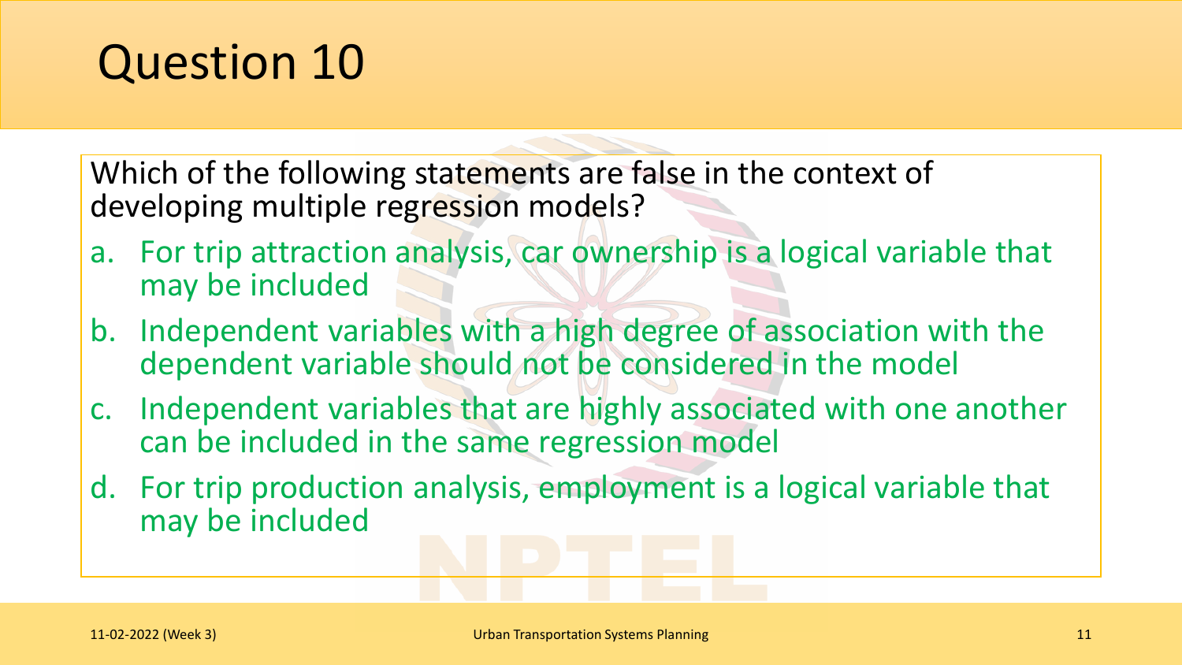# Question 10

Which of the following statements are false in the context of developing multiple regression models?

a. For trip attraction analysis, car ownership is a logical variable that may be included
b. Independent variables with a high degree of association with the dependent variable should not be considered in the model
c. Independent variables that are highly associated with one another can be included in the same regression model
d. For trip production analysis, employment is a logical variable that may be included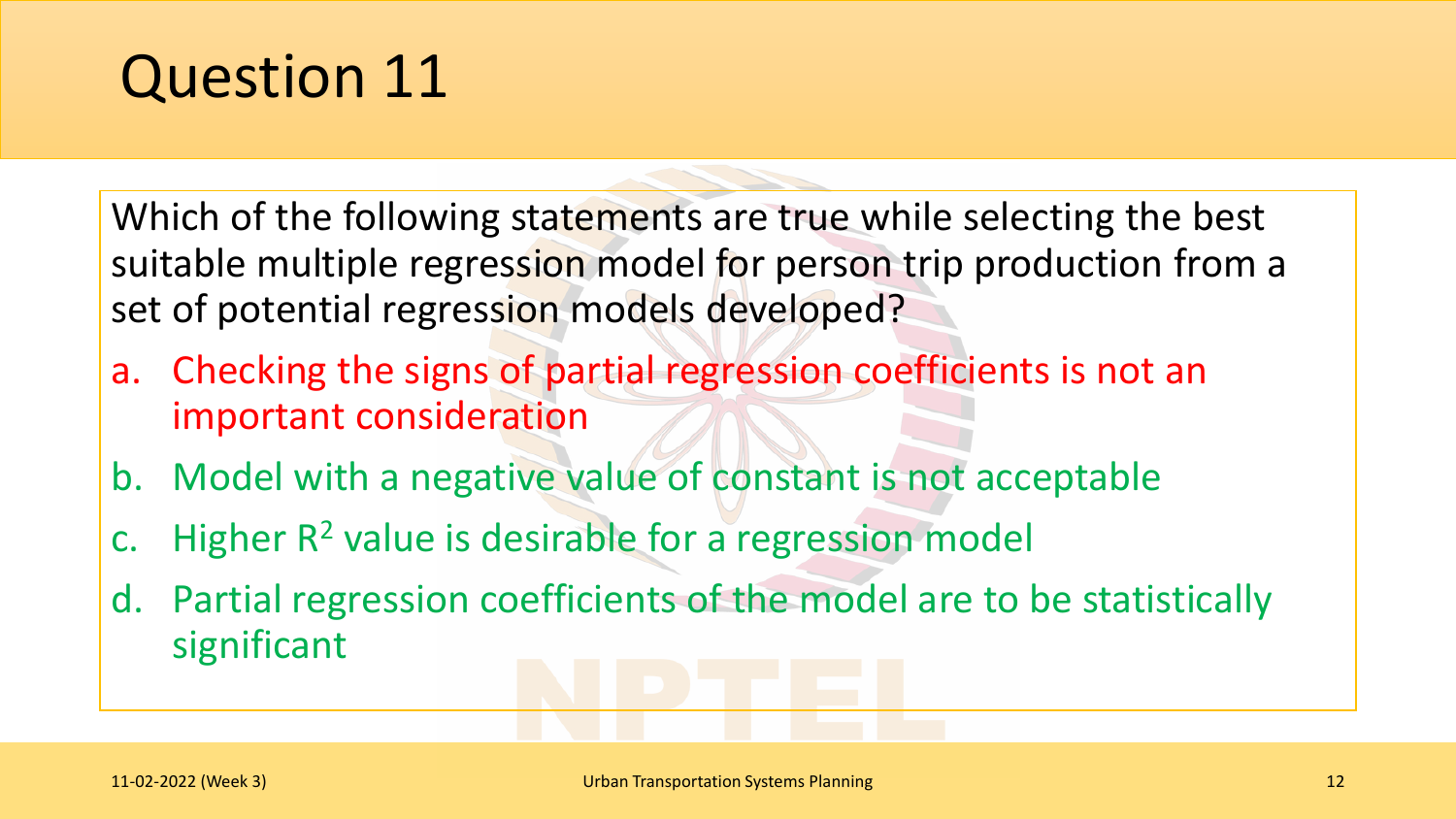# Question 11

Which of the following statements are true while selecting the best suitable multiple regression model for person trip production from a set of potential regression models developed?

a. Checking the signs of partial regression coefficients is not an important consideration

b. Model with a negative value of constant is not acceptable

c. Higher $R^2$ value is desirable for a regression model

d. Partial regression coefficients of the model are to be statistically significant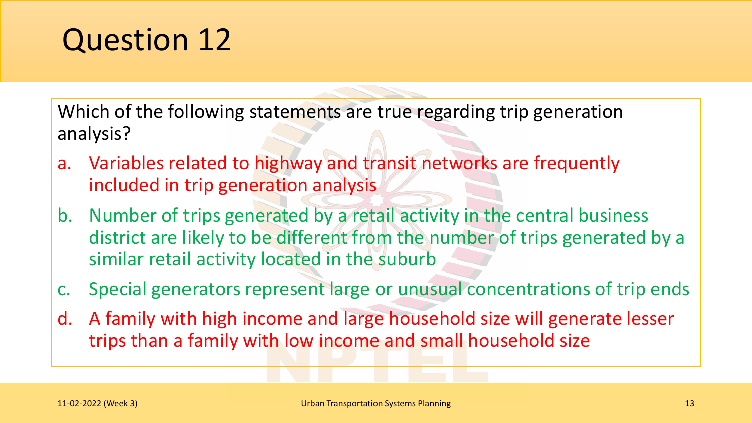# Question 12

Which of the following statements are true regarding trip generation analysis?

a. Variables related to highway and transit networks are frequently included in trip generation analysis

b. Number of trips generated by a retail activity in the central business district are likely to be different from the number of trips generated by a similar retail activity located in the suburb

c. Special generators represent large or unusual concentrations of trip ends

d. A family with high income and large household size will generate lesser trips than a family with low income and small household size